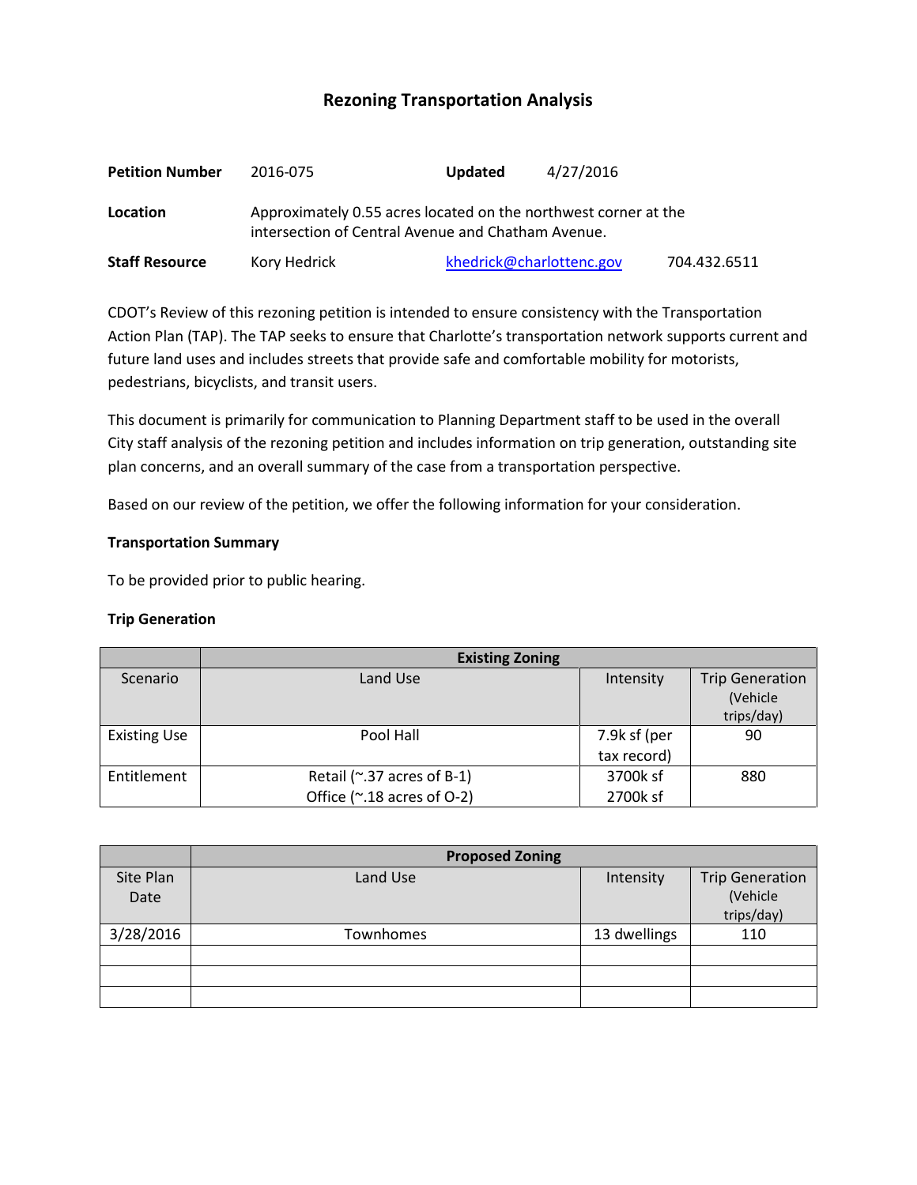# Rezoning Transportation Analysis

| | | | |
|---|---|---|---|
| **Petition Number** | 2016-075 | **Updated** | 4/27/2016 |
| **Location** | Approximately 0.55 acres located on the northwest corner at the intersection of Central Avenue and Chatham Avenue. | | |
| **Staff Resource** | Kory Hedrick | khedrick@charlottenc.gov | 704.432.6511 |

CDOT's Review of this rezoning petition is intended to ensure consistency with the Transportation Action Plan (TAP). The TAP seeks to ensure that Charlotte's transportation network supports current and future land uses and includes streets that provide safe and comfortable mobility for motorists, pedestrians, bicyclists, and transit users.

This document is primarily for communication to Planning Department staff to be used in the overall City staff analysis of the rezoning petition and includes information on trip generation, outstanding site plan concerns, and an overall summary of the case from a transportation perspective.

Based on our review of the petition, we offer the following information for your consideration.

**Transportation Summary**

To be provided prior to public hearing.

**Trip Generation**

| | Existing Zoning | | |
|---|---|---|---|
| Scenario | Land Use | Intensity | Trip Generation (Vehicle trips/day) |
| Existing Use | Pool Hall | 7.9k sf (per tax record) | 90 |
| Entitlement | Retail (~.37 acres of B-1)<br>Office (~.18 acres of O-2) | 3700k sf<br>2700k sf | 880 |

| | Proposed Zoning | | |
|---|---|---|---|
| Site Plan Date | Land Use | Intensity | Trip Generation (Vehicle trips/day) |
| 3/28/2016 | Townhomes | 13 dwellings | 110 |
| | | | |
| | | | |
| | | | |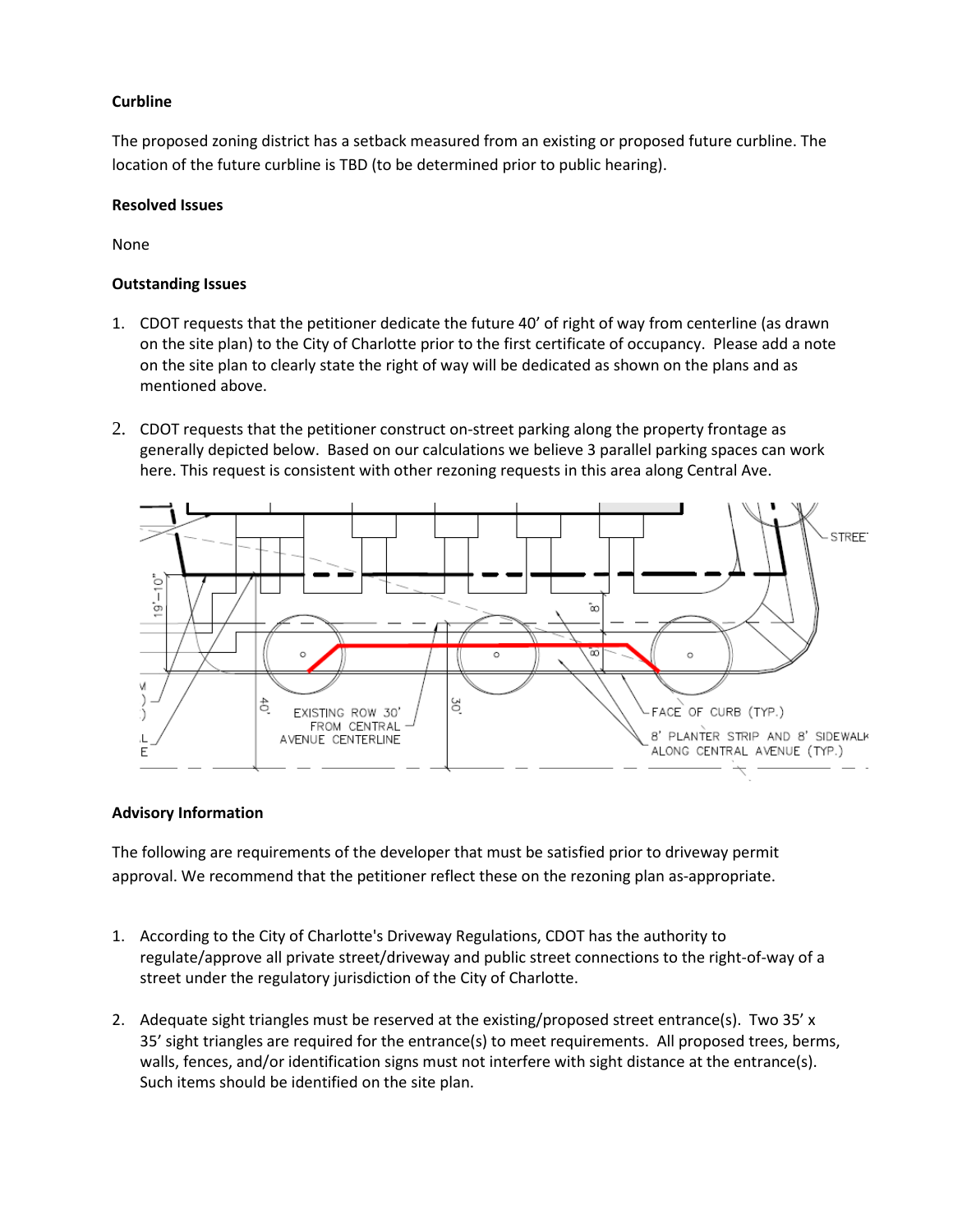**Curbline**

The proposed zoning district has a setback measured from an existing or proposed future curbline. The location of the future curbline is TBD (to be determined prior to public hearing).

**Resolved Issues**

None

**Outstanding Issues**

1. CDOT requests that the petitioner dedicate the future 40' of right of way from centerline (as drawn on the site plan) to the City of Charlotte prior to the first certificate of occupancy. Please add a note on the site plan to clearly state the right of way will be dedicated as shown on the plans and as mentioned above.

2. CDOT requests that the petitioner construct on-street parking along the property frontage as generally depicted below. Based on our calculations we believe 3 parallel parking spaces can work here. This request is consistent with other rezoning requests in this area along Central Ave.

**Advisory Information**

The following are requirements of the developer that must be satisfied prior to driveway permit approval. We recommend that the petitioner reflect these on the rezoning plan as-appropriate.

1. According to the City of Charlotte's Driveway Regulations, CDOT has the authority to regulate/approve all private street/driveway and public street connections to the right-of-way of a street under the regulatory jurisdiction of the City of Charlotte.

2. Adequate sight triangles must be reserved at the existing/proposed street entrance(s). Two 35' x 35' sight triangles are required for the entrance(s) to meet requirements. All proposed trees, berms, walls, fences, and/or identification signs must not interfere with sight distance at the entrance(s). Such items should be identified on the site plan.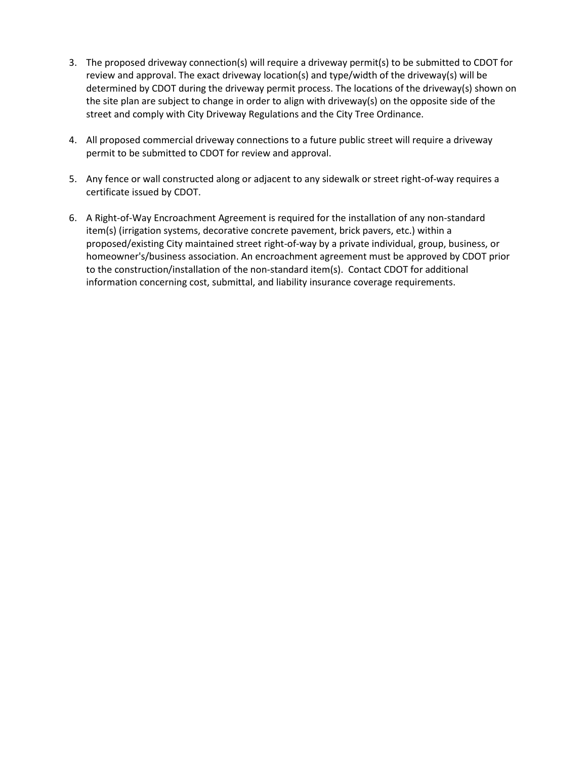3. The proposed driveway connection(s) will require a driveway permit(s) to be submitted to CDOT for review and approval. The exact driveway location(s) and type/width of the driveway(s) will be determined by CDOT during the driveway permit process. The locations of the driveway(s) shown on the site plan are subject to change in order to align with driveway(s) on the opposite side of the street and comply with City Driveway Regulations and the City Tree Ordinance.

4. All proposed commercial driveway connections to a future public street will require a driveway permit to be submitted to CDOT for review and approval.

5. Any fence or wall constructed along or adjacent to any sidewalk or street right-of-way requires a certificate issued by CDOT.

6. A Right-of-Way Encroachment Agreement is required for the installation of any non-standard item(s) (irrigation systems, decorative concrete pavement, brick pavers, etc.) within a proposed/existing City maintained street right-of-way by a private individual, group, business, or homeowner's/business association. An encroachment agreement must be approved by CDOT prior to the construction/installation of the non-standard item(s). Contact CDOT for additional information concerning cost, submittal, and liability insurance coverage requirements.